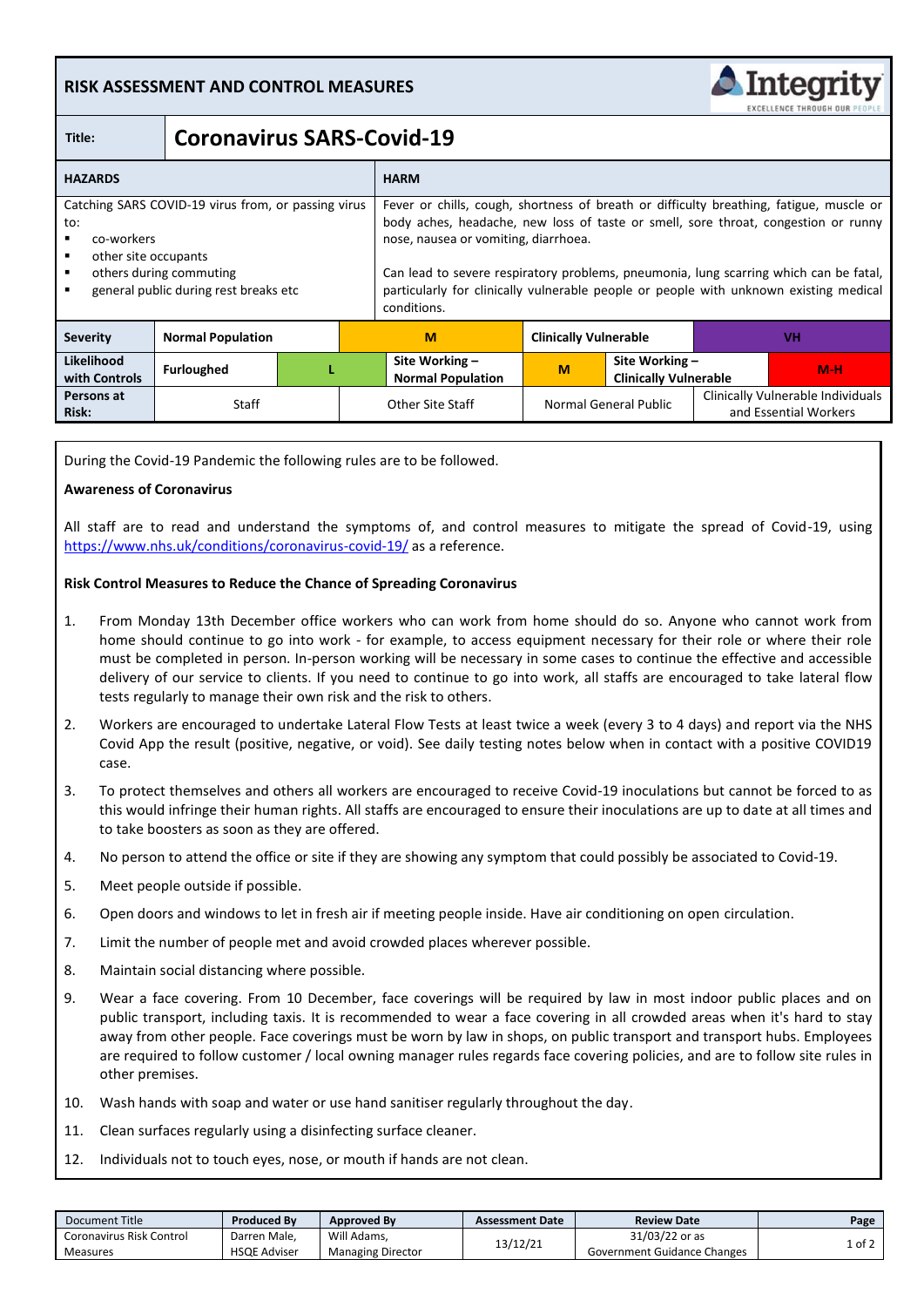**RISK ASSESSMENT AND CONTROL MEASURES**

Integrity
EXCELLENCE THROUGH OUR PEOPLE

| Title: | Coronavirus SARS-Covid-19 |
|---|---|

| HAZARDS | HARM |
|---|---|
| Catching SARS COVID-19 virus from, or passing virus to:<br>▪ co-workers<br>▪ other site occupants<br>▪ others during commuting<br>▪ general public during rest breaks etc | Fever or chills, cough, shortness of breath or difficulty breathing, fatigue, muscle or body aches, headache, new loss of taste or smell, sore throat, congestion or runny nose, nausea or vomiting, diarrhoea.<br><br>Can lead to severe respiratory problems, pneumonia, lung scarring which can be fatal, particularly for clinically vulnerable people or people with unknown existing medical conditions. |

| Severity | Normal Population | | M | | Clinically Vulnerable | | VH |
|---|---|---|---|---|---|---|---|
| Likelihood with Controls | Furloughed | L | Site Working – Normal Population | M | Site Working – Clinically Vulnerable | | M-H |
| Persons at Risk: | Staff | | Other Site Staff | | Normal General Public | | Clinically Vulnerable Individuals and Essential Workers |

During the Covid-19 Pandemic the following rules are to be followed.

**Awareness of Coronavirus**

All staff are to read and understand the symptoms of, and control measures to mitigate the spread of Covid-19, using https://www.nhs.uk/conditions/coronavirus-covid-19/ as a reference.

**Risk Control Measures to Reduce the Chance of Spreading Coronavirus**

1. From Monday 13th December office workers who can work from home should do so. Anyone who cannot work from home should continue to go into work - for example, to access equipment necessary for their role or where their role must be completed in person. In-person working will be necessary in some cases to continue the effective and accessible delivery of our service to clients. If you need to continue to go into work, all staffs are encouraged to take lateral flow tests regularly to manage their own risk and the risk to others.
2. Workers are encouraged to undertake Lateral Flow Tests at least twice a week (every 3 to 4 days) and report via the NHS Covid App the result (positive, negative, or void). See daily testing notes below when in contact with a positive COVID19 case.
3. To protect themselves and others all workers are encouraged to receive Covid-19 inoculations but cannot be forced to as this would infringe their human rights. All staffs are encouraged to ensure their inoculations are up to date at all times and to take boosters as soon as they are offered.
4. No person to attend the office or site if they are showing any symptom that could possibly be associated to Covid-19.
5. Meet people outside if possible.
6. Open doors and windows to let in fresh air if meeting people inside. Have air conditioning on open circulation.
7. Limit the number of people met and avoid crowded places wherever possible.
8. Maintain social distancing where possible.
9. Wear a face covering. From 10 December, face coverings will be required by law in most indoor public places and on public transport, including taxis. It is recommended to wear a face covering in all crowded areas when it's hard to stay away from other people. Face coverings must be worn by law in shops, on public transport and transport hubs. Employees are required to follow customer / local owning manager rules regards face covering policies, and are to follow site rules in other premises.
10. Wash hands with soap and water or use hand sanitiser regularly throughout the day.
11. Clean surfaces regularly using a disinfecting surface cleaner.
12. Individuals not to touch eyes, nose, or mouth if hands are not clean.

| Document Title | Produced By | Approved By | Assessment Date | Review Date | Page |
|---|---|---|---|---|---|
| Coronavirus Risk Control Measures | Darren Male, HSQE Adviser | Will Adams, Managing Director | 13/12/21 | 31/03/22 or as Government Guidance Changes | 1 of 2 |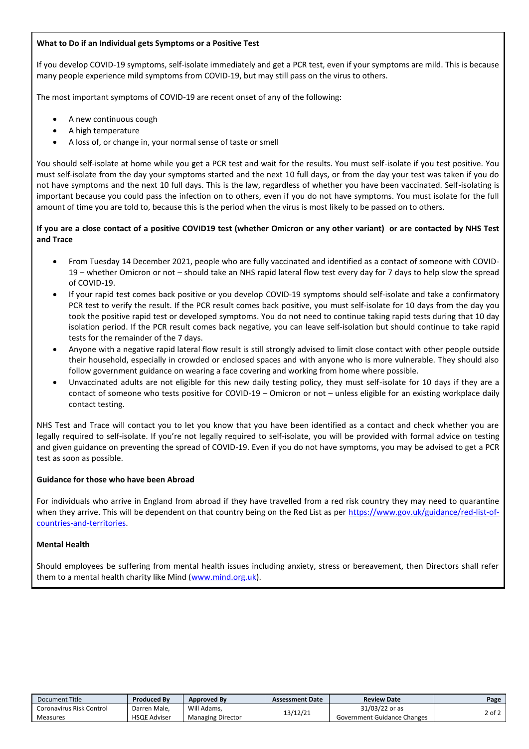**What to Do if an Individual gets Symptoms or a Positive Test**

If you develop COVID-19 symptoms, self-isolate immediately and get a PCR test, even if your symptoms are mild. This is because many people experience mild symptoms from COVID-19, but may still pass on the virus to others.

The most important symptoms of COVID-19 are recent onset of any of the following:

- A new continuous cough
- A high temperature
- A loss of, or change in, your normal sense of taste or smell

You should self-isolate at home while you get a PCR test and wait for the results. You must self-isolate if you test positive. You must self-isolate from the day your symptoms started and the next 10 full days, or from the day your test was taken if you do not have symptoms and the next 10 full days. This is the law, regardless of whether you have been vaccinated. Self-isolating is important because you could pass the infection on to others, even if you do not have symptoms. You must isolate for the full amount of time you are told to, because this is the period when the virus is most likely to be passed on to others.

**If you are a close contact of a positive COVID19 test (whether Omicron or any other variant) or are contacted by NHS Test and Trace**

- From Tuesday 14 December 2021, people who are fully vaccinated and identified as a contact of someone with COVID-19 – whether Omicron or not – should take an NHS rapid lateral flow test every day for 7 days to help slow the spread of COVID-19.
- If your rapid test comes back positive or you develop COVID-19 symptoms should self-isolate and take a confirmatory PCR test to verify the result. If the PCR result comes back positive, you must self-isolate for 10 days from the day you took the positive rapid test or developed symptoms. You do not need to continue taking rapid tests during that 10 day isolation period. If the PCR result comes back negative, you can leave self-isolation but should continue to take rapid tests for the remainder of the 7 days.
- Anyone with a negative rapid lateral flow result is still strongly advised to limit close contact with other people outside their household, especially in crowded or enclosed spaces and with anyone who is more vulnerable. They should also follow government guidance on wearing a face covering and working from home where possible.
- Unvaccinated adults are not eligible for this new daily testing policy, they must self-isolate for 10 days if they are a contact of someone who tests positive for COVID-19 – Omicron or not – unless eligible for an existing workplace daily contact testing.

NHS Test and Trace will contact you to let you know that you have been identified as a contact and check whether you are legally required to self-isolate. If you're not legally required to self-isolate, you will be provided with formal advice on testing and given guidance on preventing the spread of COVID-19. Even if you do not have symptoms, you may be advised to get a PCR test as soon as possible.

**Guidance for those who have been Abroad**

For individuals who arrive in England from abroad if they have travelled from a red risk country they may need to quarantine when they arrive. This will be dependent on that country being on the Red List as per [https://www.gov.uk/guidance/red-list-of-countries-and-territories](https://www.gov.uk/guidance/red-list-of-countries-and-territories).

**Mental Health**

Should employees be suffering from mental health issues including anxiety, stress or bereavement, then Directors shall refer them to a mental health charity like Mind ([www.mind.org.uk](www.mind.org.uk)).